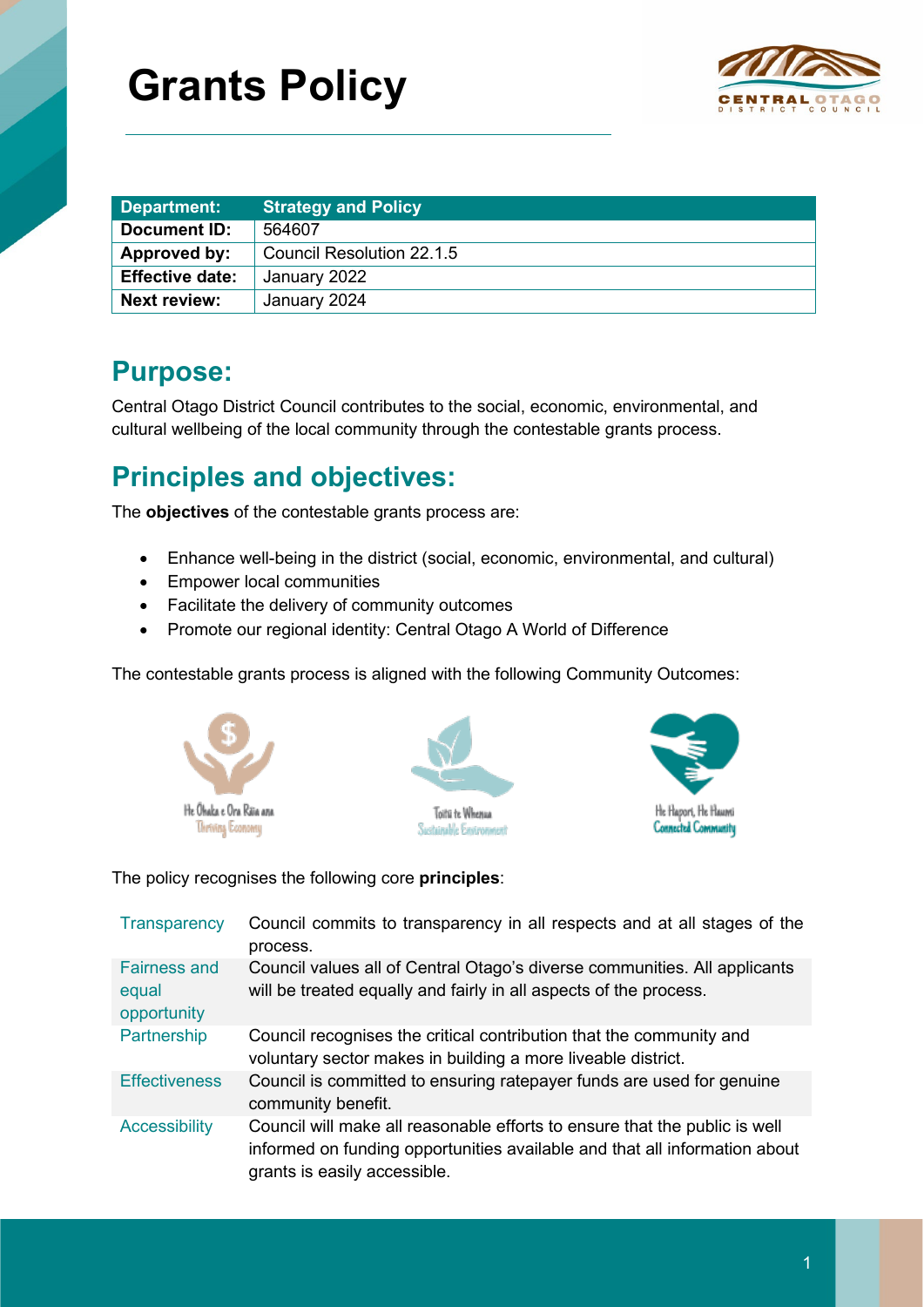# Grants Policy

| Department: | Strategy and Policy |
|---|---|
| Document ID: | 564607 |
| Approved by: | Council Resolution 22.1.5 |
| Effective date: | January 2022 |
| Next review: | January 2024 |

## Purpose:

Central Otago District Council contributes to the social, economic, environmental, and cultural wellbeing of the local community through the contestable grants process.

## Principles and objectives:

The **objectives** of the contestable grants process are:

- Enhance well-being in the district (social, economic, environmental, and cultural)
- Empower local communities
- Facilitate the delivery of community outcomes
- Promote our regional identity: Central Otago A World of Difference

The contestable grants process is aligned with the following Community Outcomes:

He Ōhaka e Ora Rūia ana Thriving Economy

Toitū te Whenua Sustainable Environment

He Hapori, He Hauma Connected Community

The policy recognises the following core **principles**:

| | |
|---|---|
| Transparency | Council commits to transparency in all respects and at all stages of the process. |
| Fairness and equal opportunity | Council values all of Central Otago's diverse communities. All applicants will be treated equally and fairly in all aspects of the process. |
| Partnership | Council recognises the critical contribution that the community and voluntary sector makes in building a more liveable district. |
| Effectiveness | Council is committed to ensuring ratepayer funds are used for genuine community benefit. |
| Accessibility | Council will make all reasonable efforts to ensure that the public is well informed on funding opportunities available and that all information about grants is easily accessible. |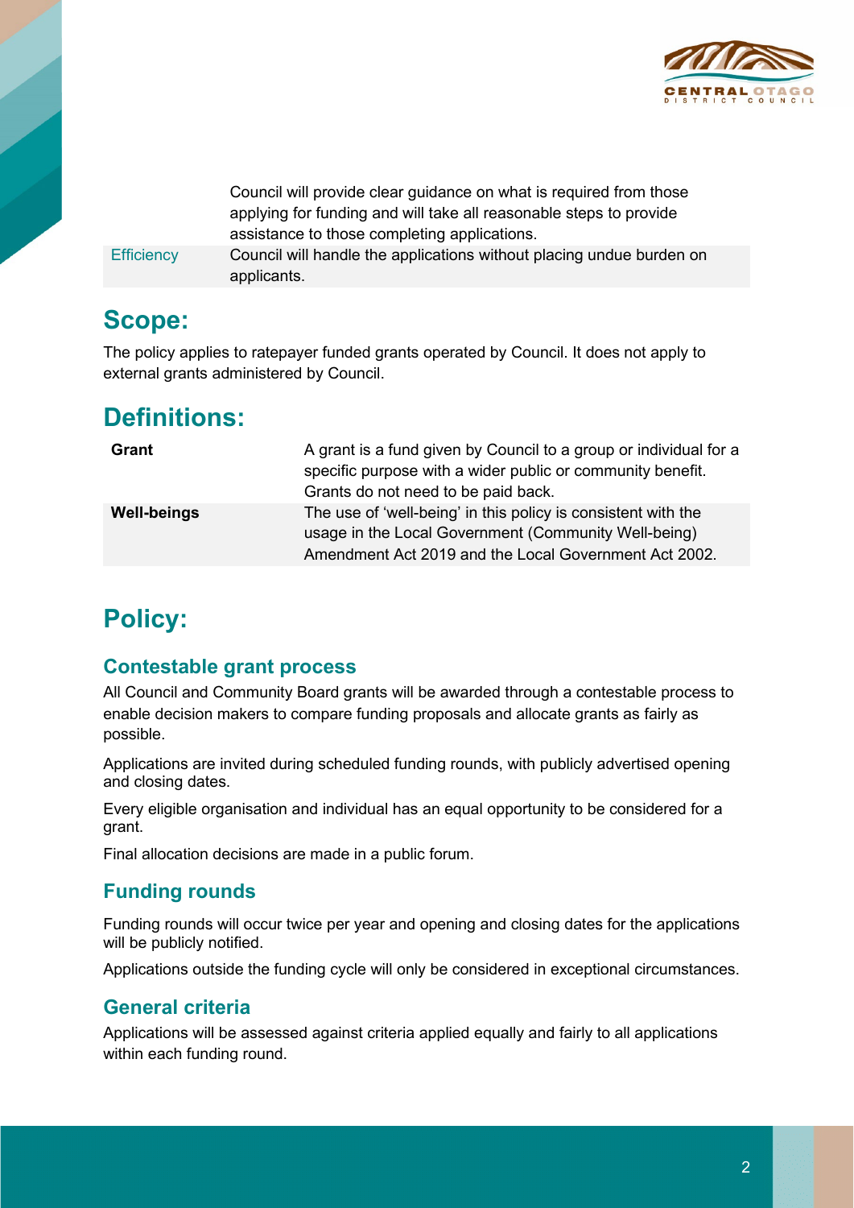| | |
|---|---|
| | Council will provide clear guidance on what is required from those applying for funding and will take all reasonable steps to provide assistance to those completing applications. |
| Efficiency | Council will handle the applications without placing undue burden on applicants. |

## Scope:

The policy applies to ratepayer funded grants operated by Council. It does not apply to external grants administered by Council.

## Definitions:

| | |
|---|---|
| **Grant** | A grant is a fund given by Council to a group or individual for a specific purpose with a wider public or community benefit. Grants do not need to be paid back. |
| **Well-beings** | The use of 'well-being' in this policy is consistent with the usage in the Local Government (Community Well-being) Amendment Act 2019 and the Local Government Act 2002. |

## Policy:

### Contestable grant process

All Council and Community Board grants will be awarded through a contestable process to enable decision makers to compare funding proposals and allocate grants as fairly as possible.

Applications are invited during scheduled funding rounds, with publicly advertised opening and closing dates.

Every eligible organisation and individual has an equal opportunity to be considered for a grant.

Final allocation decisions are made in a public forum.

### Funding rounds

Funding rounds will occur twice per year and opening and closing dates for the applications will be publicly notified.

Applications outside the funding cycle will only be considered in exceptional circumstances.

### General criteria

Applications will be assessed against criteria applied equally and fairly to all applications within each funding round.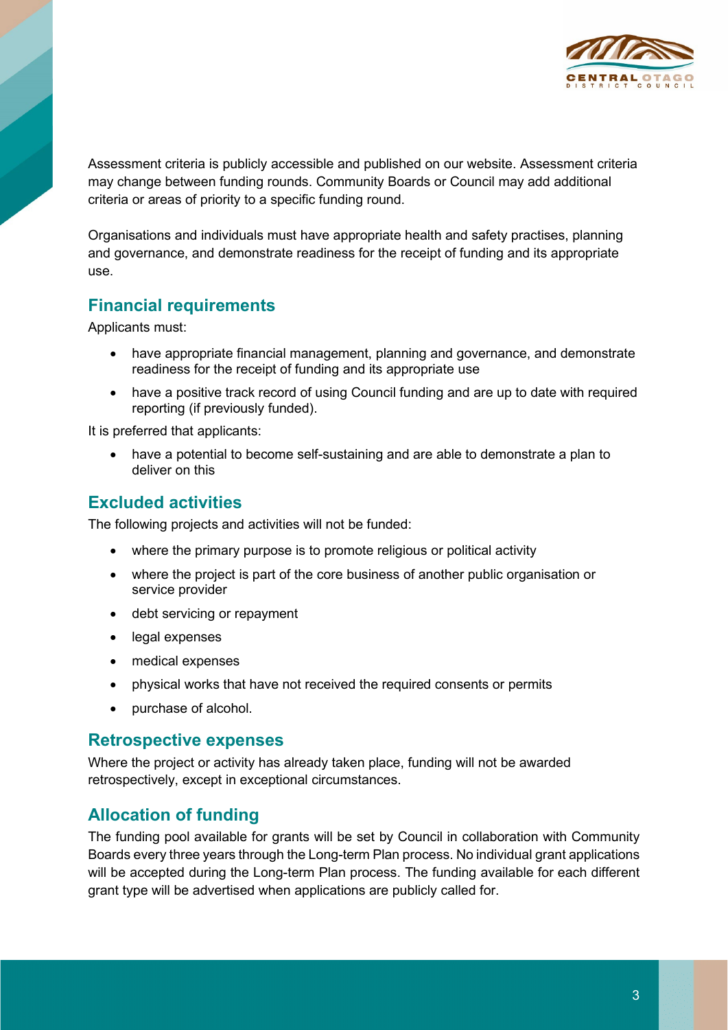Assessment criteria is publicly accessible and published on our website. Assessment criteria may change between funding rounds. Community Boards or Council may add additional criteria or areas of priority to a specific funding round.

Organisations and individuals must have appropriate health and safety practises, planning and governance, and demonstrate readiness for the receipt of funding and its appropriate use.

## Financial requirements

Applicants must:

- have appropriate financial management, planning and governance, and demonstrate readiness for the receipt of funding and its appropriate use
- have a positive track record of using Council funding and are up to date with required reporting (if previously funded).

It is preferred that applicants:

- have a potential to become self-sustaining and are able to demonstrate a plan to deliver on this

## Excluded activities

The following projects and activities will not be funded:

- where the primary purpose is to promote religious or political activity
- where the project is part of the core business of another public organisation or service provider
- debt servicing or repayment
- legal expenses
- medical expenses
- physical works that have not received the required consents or permits
- purchase of alcohol.

## Retrospective expenses

Where the project or activity has already taken place, funding will not be awarded retrospectively, except in exceptional circumstances.

## Allocation of funding

The funding pool available for grants will be set by Council in collaboration with Community Boards every three years through the Long-term Plan process. No individual grant applications will be accepted during the Long-term Plan process. The funding available for each different grant type will be advertised when applications are publicly called for.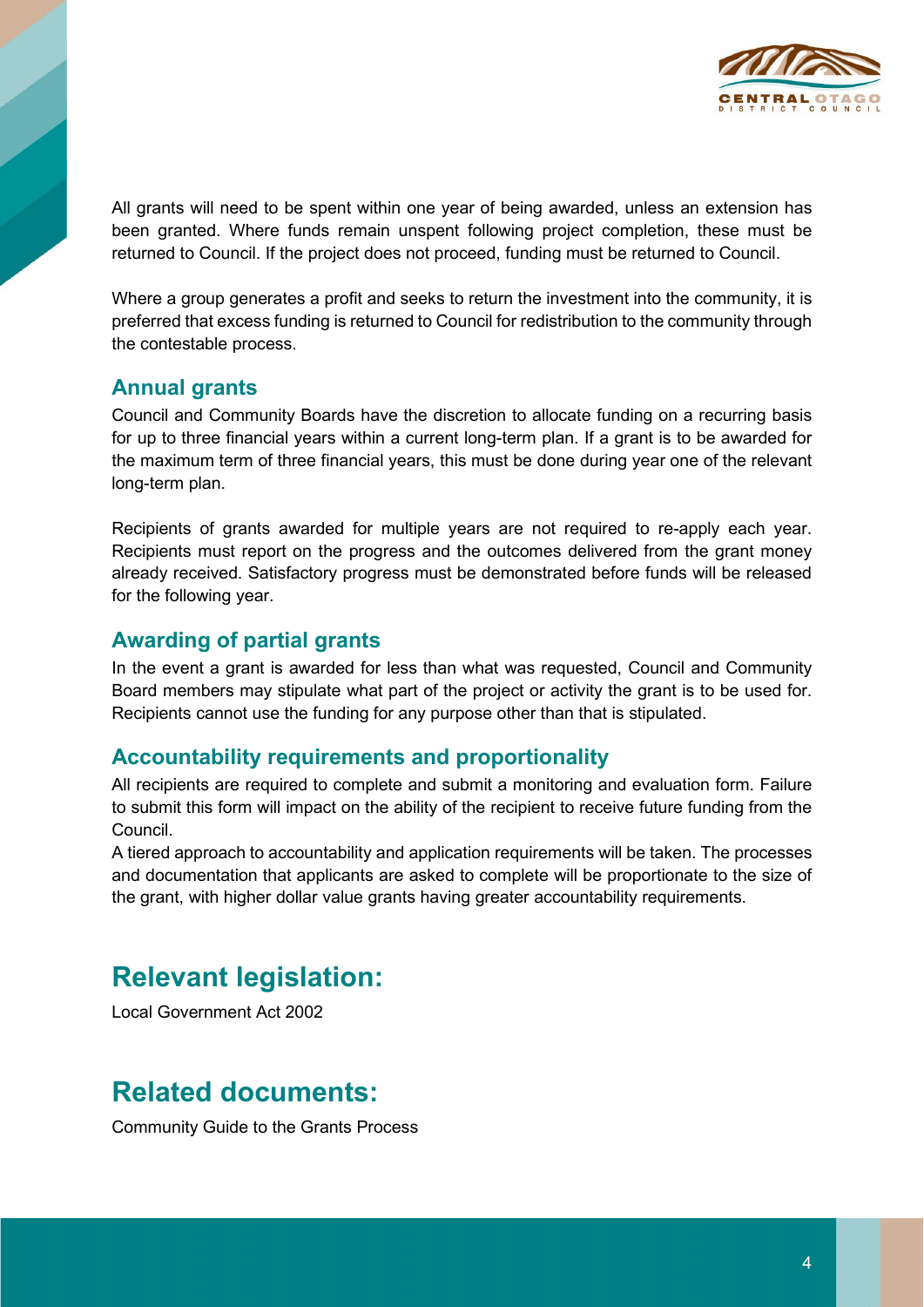All grants will need to be spent within one year of being awarded, unless an extension has been granted. Where funds remain unspent following project completion, these must be returned to Council. If the project does not proceed, funding must be returned to Council.

Where a group generates a profit and seeks to return the investment into the community, it is preferred that excess funding is returned to Council for redistribution to the community through the contestable process.

### Annual grants

Council and Community Boards have the discretion to allocate funding on a recurring basis for up to three financial years within a current long-term plan. If a grant is to be awarded for the maximum term of three financial years, this must be done during year one of the relevant long-term plan.

Recipients of grants awarded for multiple years are not required to re-apply each year. Recipients must report on the progress and the outcomes delivered from the grant money already received. Satisfactory progress must be demonstrated before funds will be released for the following year.

### Awarding of partial grants

In the event a grant is awarded for less than what was requested, Council and Community Board members may stipulate what part of the project or activity the grant is to be used for. Recipients cannot use the funding for any purpose other than that is stipulated.

### Accountability requirements and proportionality

All recipients are required to complete and submit a monitoring and evaluation form. Failure to submit this form will impact on the ability of the recipient to receive future funding from the Council.
A tiered approach to accountability and application requirements will be taken. The processes and documentation that applicants are asked to complete will be proportionate to the size of the grant, with higher dollar value grants having greater accountability requirements.

## Relevant legislation:

Local Government Act 2002

## Related documents:

Community Guide to the Grants Process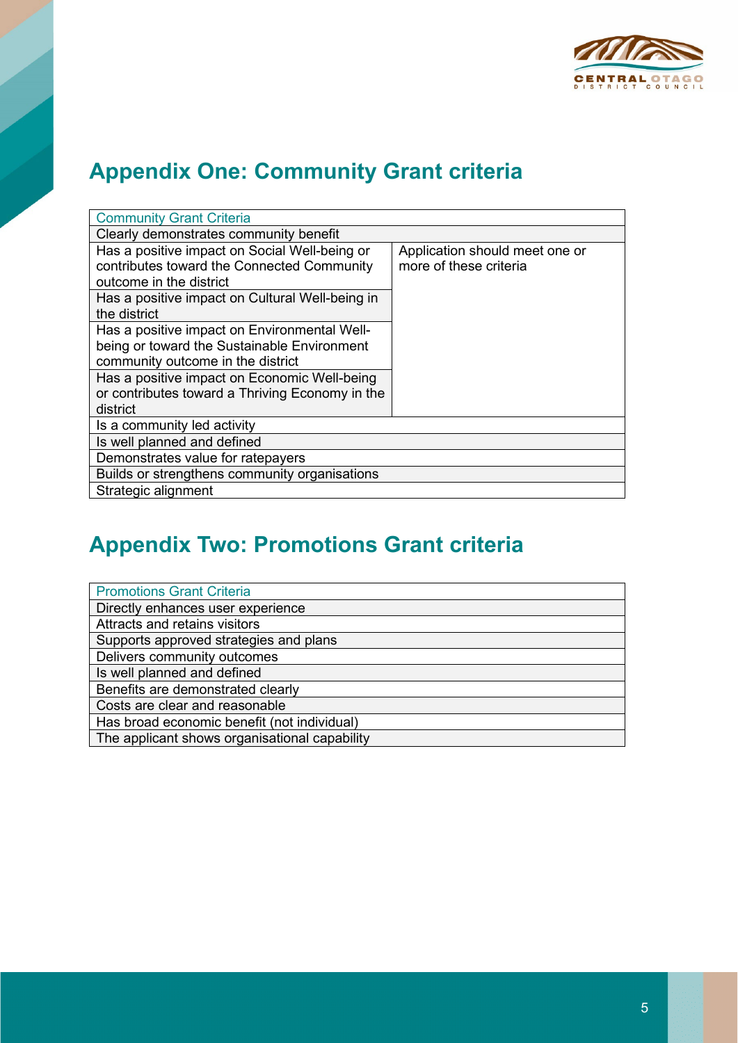## Appendix One: Community Grant criteria

| Community Grant Criteria | |
|---|---|
| Clearly demonstrates community benefit | |
| Has a positive impact on Social Well-being or contributes toward the Connected Community outcome in the district | Application should meet one or more of these criteria |
| Has a positive impact on Cultural Well-being in the district | |
| Has a positive impact on Environmental Well-being or toward the Sustainable Environment community outcome in the district | |
| Has a positive impact on Economic Well-being or contributes toward a Thriving Economy in the district | |
| Is a community led activity | |
| Is well planned and defined | |
| Demonstrates value for ratepayers | |
| Builds or strengthens community organisations | |
| Strategic alignment | |

## Appendix Two: Promotions Grant criteria

| Promotions Grant Criteria |
|---|
| Directly enhances user experience |
| Attracts and retains visitors |
| Supports approved strategies and plans |
| Delivers community outcomes |
| Is well planned and defined |
| Benefits are demonstrated clearly |
| Costs are clear and reasonable |
| Has broad economic benefit (not individual) |
| The applicant shows organisational capability |